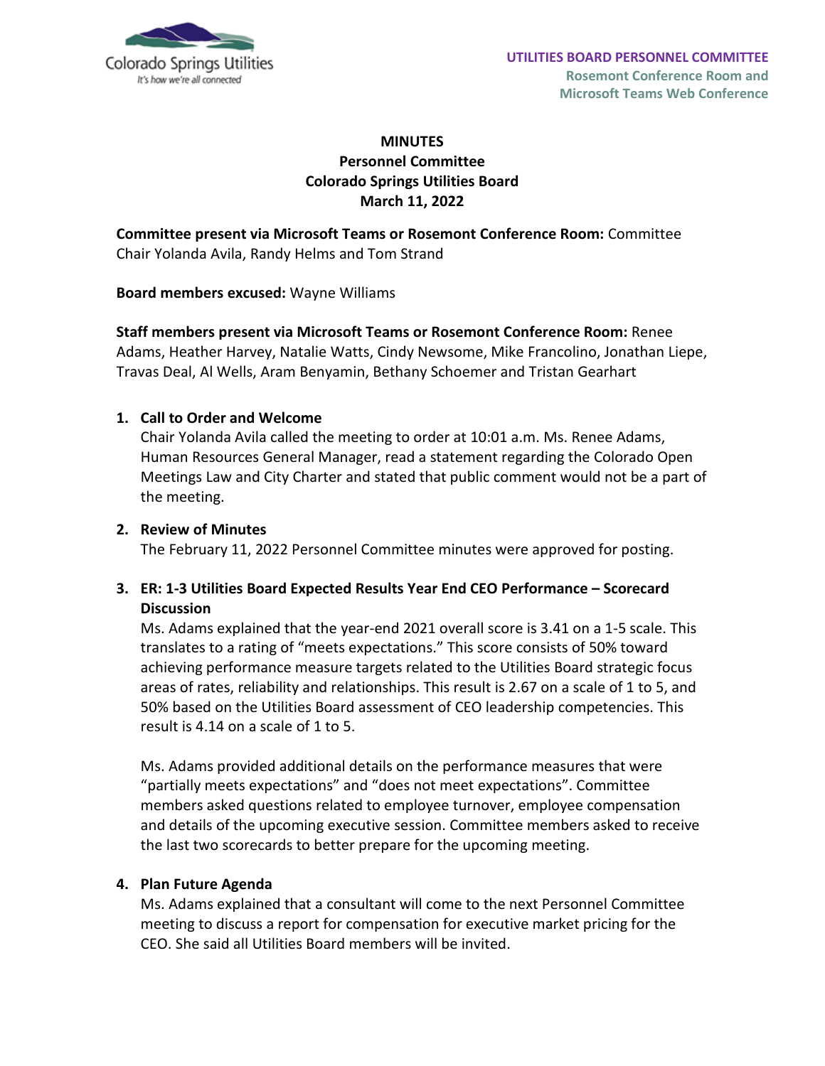UTILITIES BOARD PERSONNEL COMMITTEE
Rosemont Conference Room and
Microsoft Teams Web Conference

# MINUTES
## Personnel Committee
## Colorado Springs Utilities Board
## March 11, 2022

**Committee present via Microsoft Teams or Rosemont Conference Room:** Committee Chair Yolanda Avila, Randy Helms and Tom Strand

**Board members excused:** Wayne Williams

**Staff members present via Microsoft Teams or Rosemont Conference Room:** Renee Adams, Heather Harvey, Natalie Watts, Cindy Newsome, Mike Francolino, Jonathan Liepe, Travas Deal, Al Wells, Aram Benyamin, Bethany Schoemer and Tristan Gearhart

1. **Call to Order and Welcome**
   Chair Yolanda Avila called the meeting to order at 10:01 a.m. Ms. Renee Adams, Human Resources General Manager, read a statement regarding the Colorado Open Meetings Law and City Charter and stated that public comment would not be a part of the meeting.

2. **Review of Minutes**
   The February 11, 2022 Personnel Committee minutes were approved for posting.

3. **ER: 1-3 Utilities Board Expected Results Year End CEO Performance – Scorecard Discussion**
   Ms. Adams explained that the year-end 2021 overall score is 3.41 on a 1-5 scale. This translates to a rating of "meets expectations." This score consists of 50% toward achieving performance measure targets related to the Utilities Board strategic focus areas of rates, reliability and relationships. This result is 2.67 on a scale of 1 to 5, and 50% based on the Utilities Board assessment of CEO leadership competencies. This result is 4.14 on a scale of 1 to 5.

   Ms. Adams provided additional details on the performance measures that were "partially meets expectations" and "does not meet expectations". Committee members asked questions related to employee turnover, employee compensation and details of the upcoming executive session. Committee members asked to receive the last two scorecards to better prepare for the upcoming meeting.

4. **Plan Future Agenda**
   Ms. Adams explained that a consultant will come to the next Personnel Committee meeting to discuss a report for compensation for executive market pricing for the CEO. She said all Utilities Board members will be invited.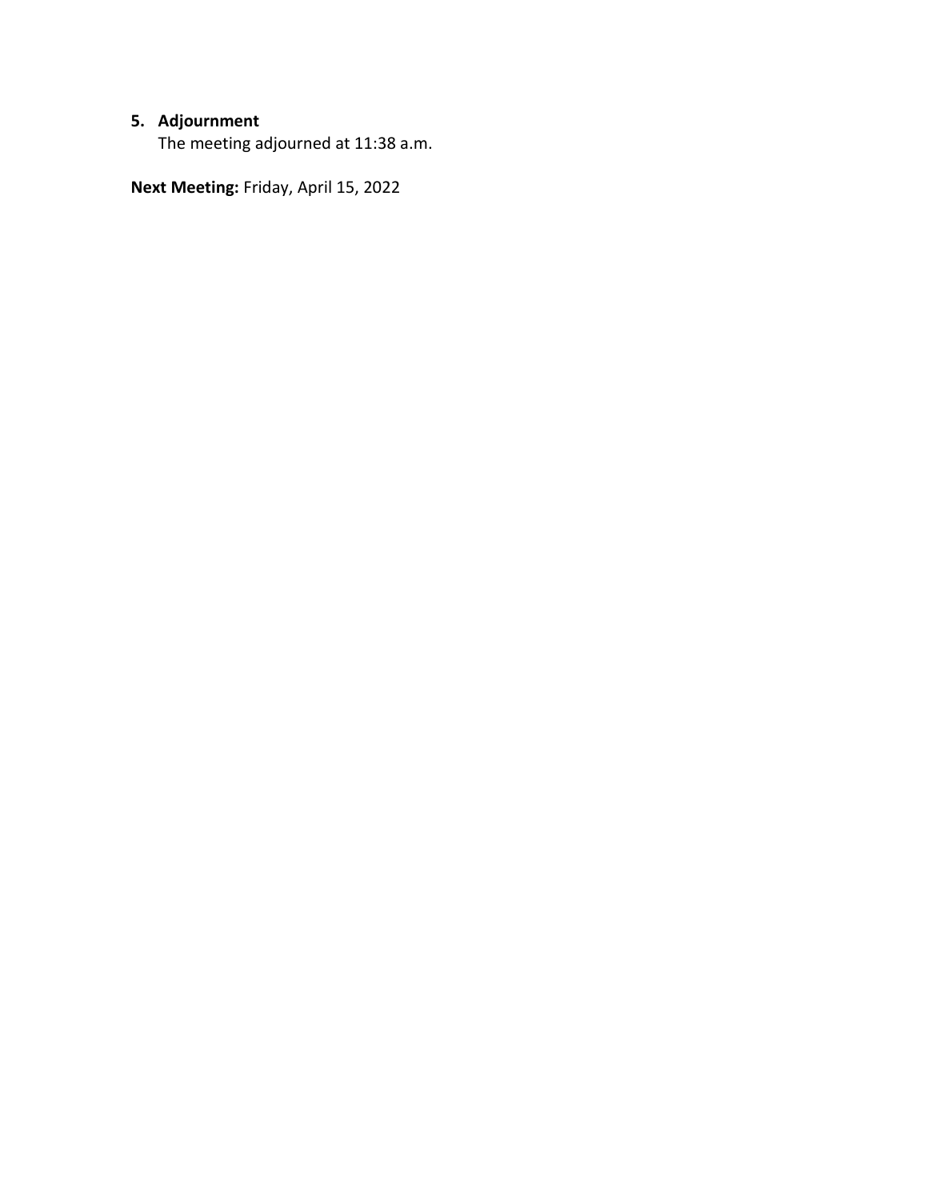5. **Adjournment**
   The meeting adjourned at 11:38 a.m.

**Next Meeting:** Friday, April 15, 2022